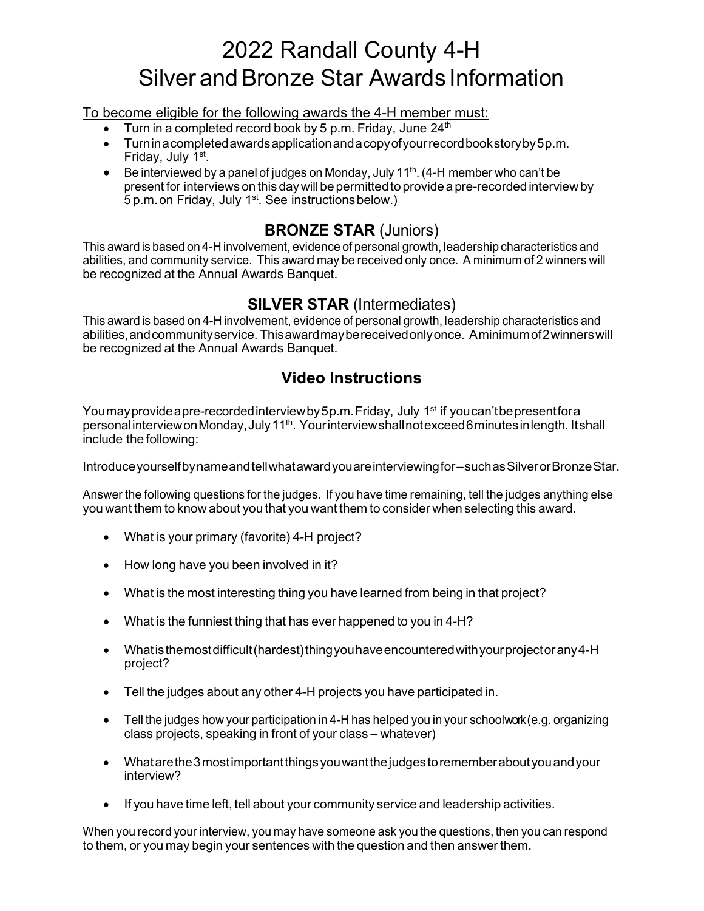# 2022 Randall County 4-H Silver and Bronze Star Awards Information

To become eligible for the following awards the 4-H member must:

- Turn in a completed record book by 5 p.m. Friday, June 24th
- Turn in a completed awards application and a copy of your record book story by 5 p.m. Friday, July 1st.
- Be interviewed by a panel of judges on Monday, July 11th. (4-H member who can't be present for interviews on this day will be permitted to provide a pre-recorded interview by 5 p.m. on Friday, July 1st. See instructions below.)

## BRONZE STAR (Juniors)

This award is based on 4-H involvement, evidence of personal growth, leadership characteristics and abilities, and community service. This award may be received only once. A minimum of 2 winners will be recognized at the Annual Awards Banquet.

## SILVER STAR (Intermediates)

This award is based on 4-H involvement, evidence of personal growth, leadership characteristics and abilities, and community service. This award may be received only once. A minimum of 2 winners will be recognized at the Annual Awards Banquet.

## Video Instructions

You may provide a pre-recorded interview by 5 p.m. Friday, July 1st if you can't be present for a personal interview on Monday, July 11th. Your interview shall not exceed 6 minutes in length. It shall include the following:

Introduce yourself by name and tell what award you are interviewing for – such as Silver or Bronze Star.

Answer the following questions for the judges. If you have time remaining, tell the judges anything else you want them to know about you that you want them to consider when selecting this award.

- What is your primary (favorite) 4-H project?
- How long have you been involved in it?
- What is the most interesting thing you have learned from being in that project?
- What is the funniest thing that has ever happened to you in 4-H?
- What is the most difficult (hardest) thing you have encountered with your project or any 4-H project?
- Tell the judges about any other 4-H projects you have participated in.
- Tell the judges how your participation in 4-H has helped you in your schoolwork (e.g. organizing class projects, speaking in front of your class – whatever)
- What are the 3 most important things you want the judges to remember about you and your interview?
- If you have time left, tell about your community service and leadership activities.

When you record your interview, you may have someone ask you the questions, then you can respond to them, or you may begin your sentences with the question and then answer them.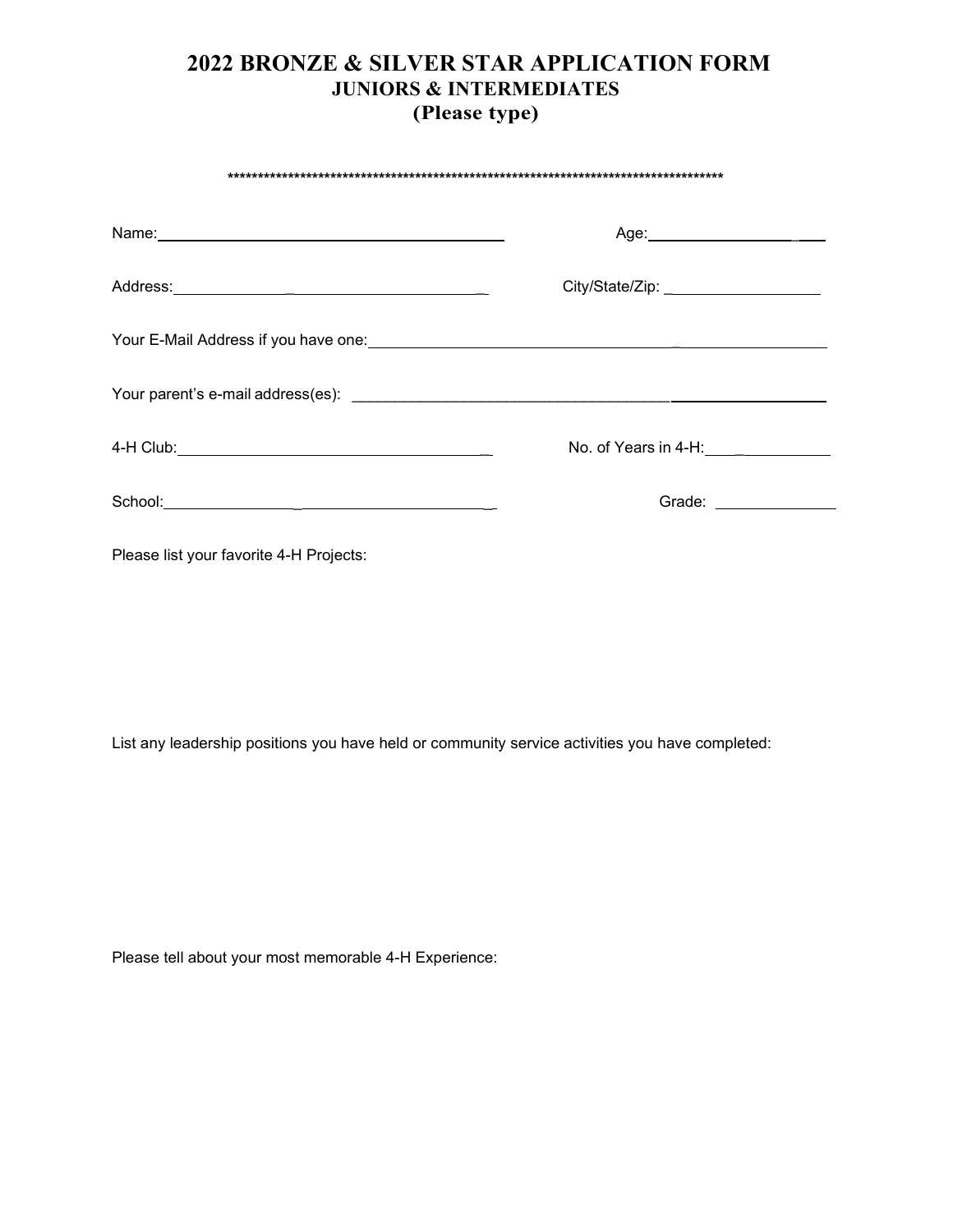# 2022 BRONZE & SILVER STAR APPLICATION FORM

## JUNIORS & INTERMEDIATES

## (Please type)

**************************************************************************************

Name:________________________________________ Age:____________________

Address:________________________________________ City/State/Zip: ____________________

Your E-Mail Address if you have one:________________________________________

Your parent's e-mail address(es): ________________________________________

4-H Club:________________________________________ No. of Years in 4-H:____________

School:________________________________________ Grade: ______________

Please list your favorite 4-H Projects:

List any leadership positions you have held or community service activities you have completed:

Please tell about your most memorable 4-H Experience: